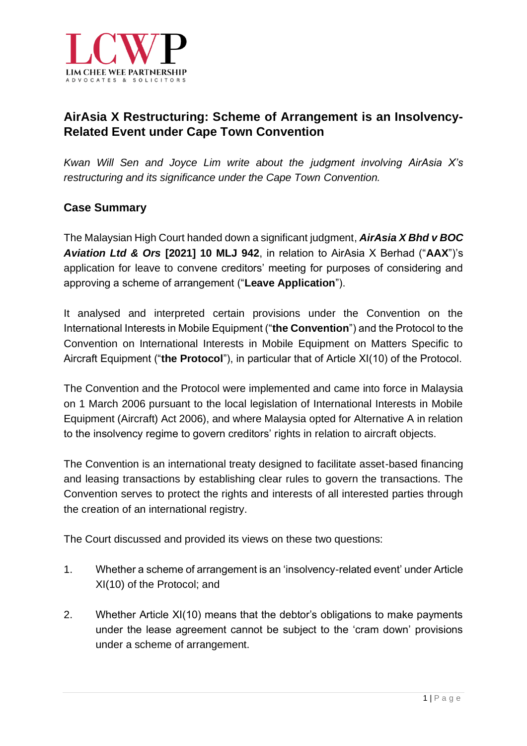LCWP

LIM CHEE WEE PARTNERSHIP
ADVOCATES & SOLICITORS

# AirAsia X Restructuring: Scheme of Arrangement is an Insolvency-Related Event under Cape Town Convention

*Kwan Will Sen and Joyce Lim write about the judgment involving AirAsia X's restructuring and its significance under the Cape Town Convention.*

## Case Summary

The Malaysian High Court handed down a significant judgment, ***AirAsia X Bhd v BOC Aviation Ltd & Ors*** **[2021] 10 MLJ 942**, in relation to AirAsia X Berhad ("**AAX**")'s application for leave to convene creditors' meeting for purposes of considering and approving a scheme of arrangement ("**Leave Application**").

It analysed and interpreted certain provisions under the Convention on the International Interests in Mobile Equipment ("**the Convention**") and the Protocol to the Convention on International Interests in Mobile Equipment on Matters Specific to Aircraft Equipment ("**the Protocol**"), in particular that of Article XI(10) of the Protocol.

The Convention and the Protocol were implemented and came into force in Malaysia on 1 March 2006 pursuant to the local legislation of International Interests in Mobile Equipment (Aircraft) Act 2006), and where Malaysia opted for Alternative A in relation to the insolvency regime to govern creditors' rights in relation to aircraft objects.

The Convention is an international treaty designed to facilitate asset-based financing and leasing transactions by establishing clear rules to govern the transactions. The Convention serves to protect the rights and interests of all interested parties through the creation of an international registry.

The Court discussed and provided its views on these two questions:

1. Whether a scheme of arrangement is an 'insolvency-related event' under Article XI(10) of the Protocol; and

2. Whether Article XI(10) means that the debtor's obligations to make payments under the lease agreement cannot be subject to the 'cram down' provisions under a scheme of arrangement.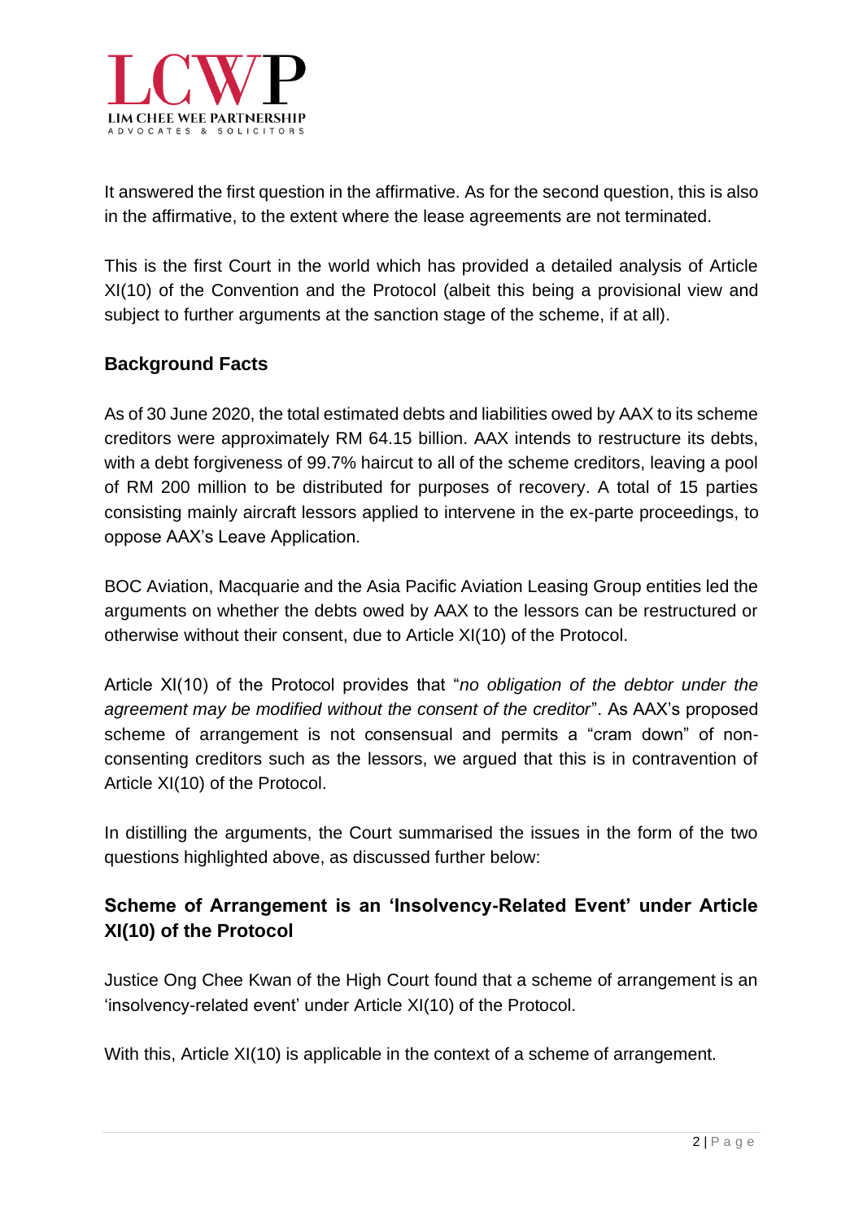It answered the first question in the affirmative. As for the second question, this is also in the affirmative, to the extent where the lease agreements are not terminated.

This is the first Court in the world which has provided a detailed analysis of Article XI(10) of the Convention and the Protocol (albeit this being a provisional view and subject to further arguments at the sanction stage of the scheme, if at all).

## Background Facts

As of 30 June 2020, the total estimated debts and liabilities owed by AAX to its scheme creditors were approximately RM 64.15 billion. AAX intends to restructure its debts, with a debt forgiveness of 99.7% haircut to all of the scheme creditors, leaving a pool of RM 200 million to be distributed for purposes of recovery. A total of 15 parties consisting mainly aircraft lessors applied to intervene in the ex-parte proceedings, to oppose AAX's Leave Application.

BOC Aviation, Macquarie and the Asia Pacific Aviation Leasing Group entities led the arguments on whether the debts owed by AAX to the lessors can be restructured or otherwise without their consent, due to Article XI(10) of the Protocol.

Article XI(10) of the Protocol provides that "*no obligation of the debtor under the agreement may be modified without the consent of the creditor*". As AAX's proposed scheme of arrangement is not consensual and permits a "cram down" of non-consenting creditors such as the lessors, we argued that this is in contravention of Article XI(10) of the Protocol.

In distilling the arguments, the Court summarised the issues in the form of the two questions highlighted above, as discussed further below:

## Scheme of Arrangement is an 'Insolvency-Related Event' under Article XI(10) of the Protocol

Justice Ong Chee Kwan of the High Court found that a scheme of arrangement is an 'insolvency-related event' under Article XI(10) of the Protocol.

With this, Article XI(10) is applicable in the context of a scheme of arrangement.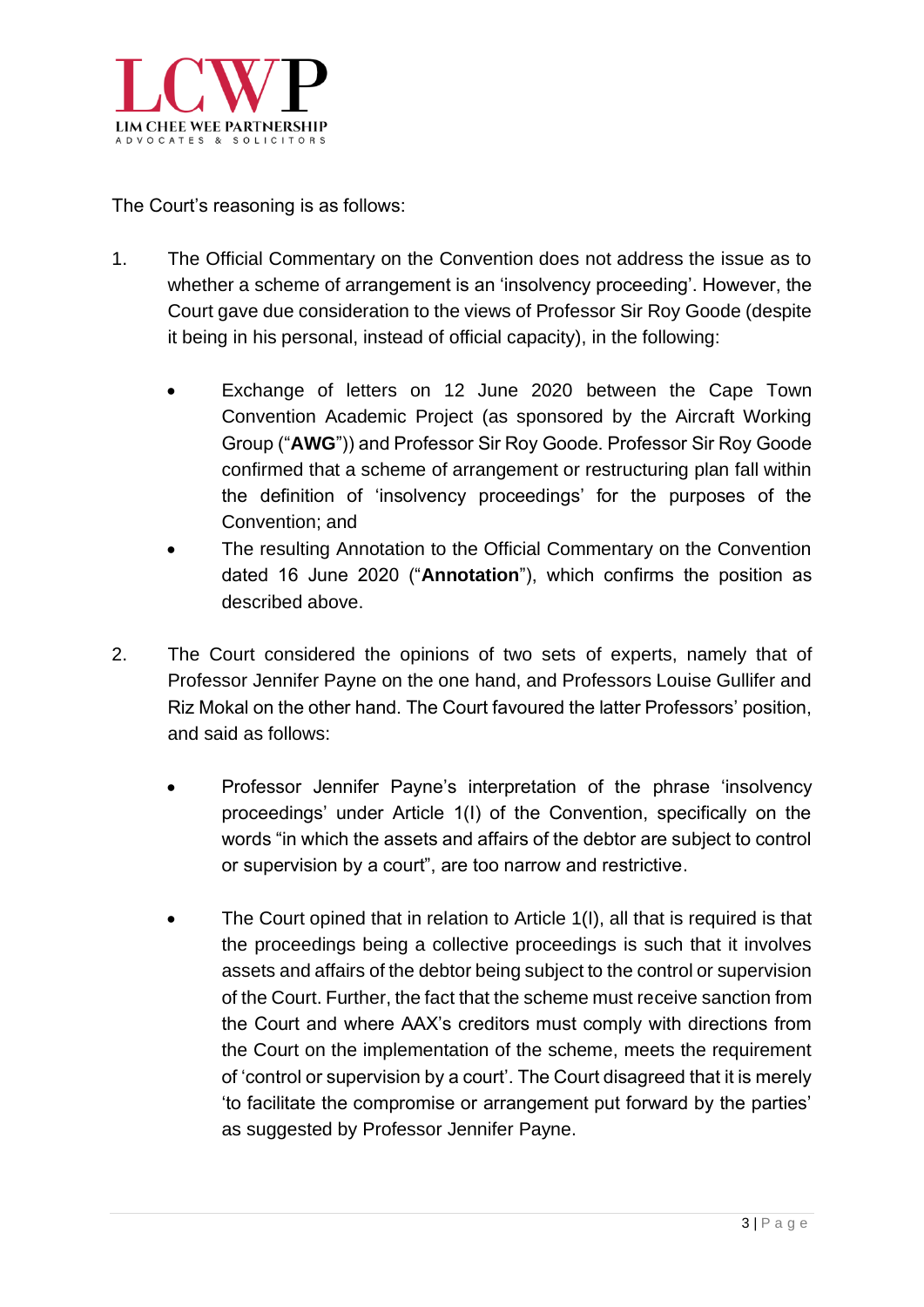The Court's reasoning is as follows:

1. The Official Commentary on the Convention does not address the issue as to whether a scheme of arrangement is an 'insolvency proceeding'. However, the Court gave due consideration to the views of Professor Sir Roy Goode (despite it being in his personal, instead of official capacity), in the following:

   - Exchange of letters on 12 June 2020 between the Cape Town Convention Academic Project (as sponsored by the Aircraft Working Group ("**AWG**")) and Professor Sir Roy Goode. Professor Sir Roy Goode confirmed that a scheme of arrangement or restructuring plan fall within the definition of 'insolvency proceedings' for the purposes of the Convention; and
   - The resulting Annotation to the Official Commentary on the Convention dated 16 June 2020 ("**Annotation**"), which confirms the position as described above.

2. The Court considered the opinions of two sets of experts, namely that of Professor Jennifer Payne on the one hand, and Professors Louise Gullifer and Riz Mokal on the other hand. The Court favoured the latter Professors' position, and said as follows:

   - Professor Jennifer Payne's interpretation of the phrase 'insolvency proceedings' under Article 1(l) of the Convention, specifically on the words "in which the assets and affairs of the debtor are subject to control or supervision by a court", are too narrow and restrictive.

   - The Court opined that in relation to Article 1(l), all that is required is that the proceedings being a collective proceedings is such that it involves assets and affairs of the debtor being subject to the control or supervision of the Court. Further, the fact that the scheme must receive sanction from the Court and where AAX's creditors must comply with directions from the Court on the implementation of the scheme, meets the requirement of 'control or supervision by a court'. The Court disagreed that it is merely 'to facilitate the compromise or arrangement put forward by the parties' as suggested by Professor Jennifer Payne.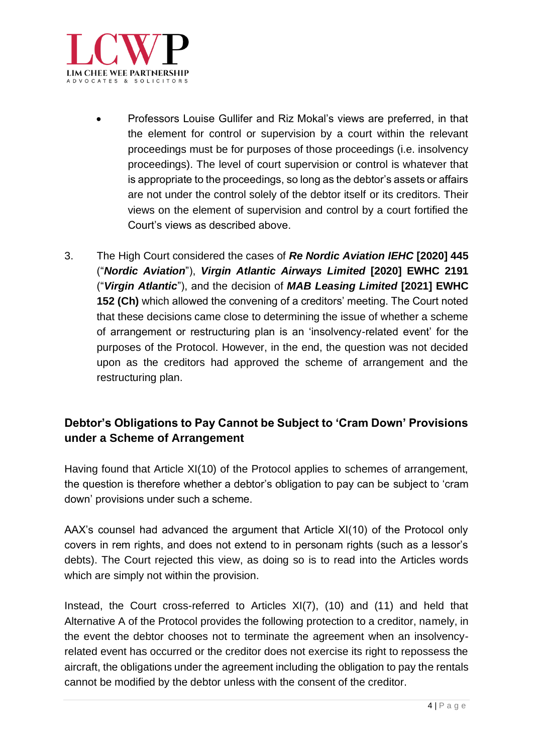- Professors Louise Gullifer and Riz Mokal's views are preferred, in that the element for control or supervision by a court within the relevant proceedings must be for purposes of those proceedings (i.e. insolvency proceedings). The level of court supervision or control is whatever that is appropriate to the proceedings, so long as the debtor's assets or affairs are not under the control solely of the debtor itself or its creditors. Their views on the element of supervision and control by a court fortified the Court's views as described above.

3. The High Court considered the cases of ***Re Nordic Aviation IEHC* [2020] 445** ("***Nordic Aviation***"), ***Virgin Atlantic Airways Limited* [2020] EWHC 2191** ("***Virgin Atlantic***"), and the decision of ***MAB Leasing Limited* [2021] EWHC 152 (Ch)** which allowed the convening of a creditors' meeting. The Court noted that these decisions came close to determining the issue of whether a scheme of arrangement or restructuring plan is an 'insolvency-related event' for the purposes of the Protocol. However, in the end, the question was not decided upon as the creditors had approved the scheme of arrangement and the restructuring plan.

## Debtor's Obligations to Pay Cannot be Subject to 'Cram Down' Provisions under a Scheme of Arrangement

Having found that Article XI(10) of the Protocol applies to schemes of arrangement, the question is therefore whether a debtor's obligation to pay can be subject to 'cram down' provisions under such a scheme.

AAX's counsel had advanced the argument that Article XI(10) of the Protocol only covers in rem rights, and does not extend to in personam rights (such as a lessor's debts). The Court rejected this view, as doing so is to read into the Articles words which are simply not within the provision.

Instead, the Court cross-referred to Articles XI(7), (10) and (11) and held that Alternative A of the Protocol provides the following protection to a creditor, namely, in the event the debtor chooses not to terminate the agreement when an insolvency-related event has occurred or the creditor does not exercise its right to repossess the aircraft, the obligations under the agreement including the obligation to pay the rentals cannot be modified by the debtor unless with the consent of the creditor.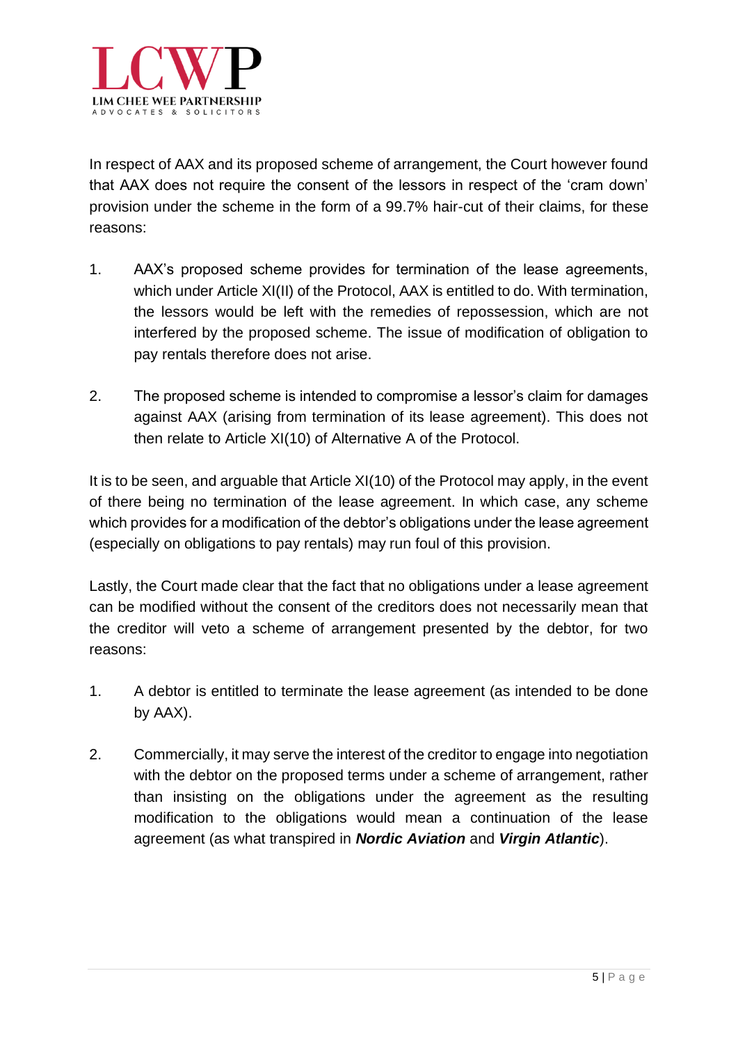In respect of AAX and its proposed scheme of arrangement, the Court however found that AAX does not require the consent of the lessors in respect of the 'cram down' provision under the scheme in the form of a 99.7% hair-cut of their claims, for these reasons:

1. AAX's proposed scheme provides for termination of the lease agreements, which under Article XI(II) of the Protocol, AAX is entitled to do. With termination, the lessors would be left with the remedies of repossession, which are not interfered by the proposed scheme. The issue of modification of obligation to pay rentals therefore does not arise.

2. The proposed scheme is intended to compromise a lessor's claim for damages against AAX (arising from termination of its lease agreement). This does not then relate to Article XI(10) of Alternative A of the Protocol.

It is to be seen, and arguable that Article XI(10) of the Protocol may apply, in the event of there being no termination of the lease agreement. In which case, any scheme which provides for a modification of the debtor's obligations under the lease agreement (especially on obligations to pay rentals) may run foul of this provision.

Lastly, the Court made clear that the fact that no obligations under a lease agreement can be modified without the consent of the creditors does not necessarily mean that the creditor will veto a scheme of arrangement presented by the debtor, for two reasons:

1. A debtor is entitled to terminate the lease agreement (as intended to be done by AAX).

2. Commercially, it may serve the interest of the creditor to engage into negotiation with the debtor on the proposed terms under a scheme of arrangement, rather than insisting on the obligations under the agreement as the resulting modification to the obligations would mean a continuation of the lease agreement (as what transpired in ***Nordic Aviation*** and ***Virgin Atlantic***).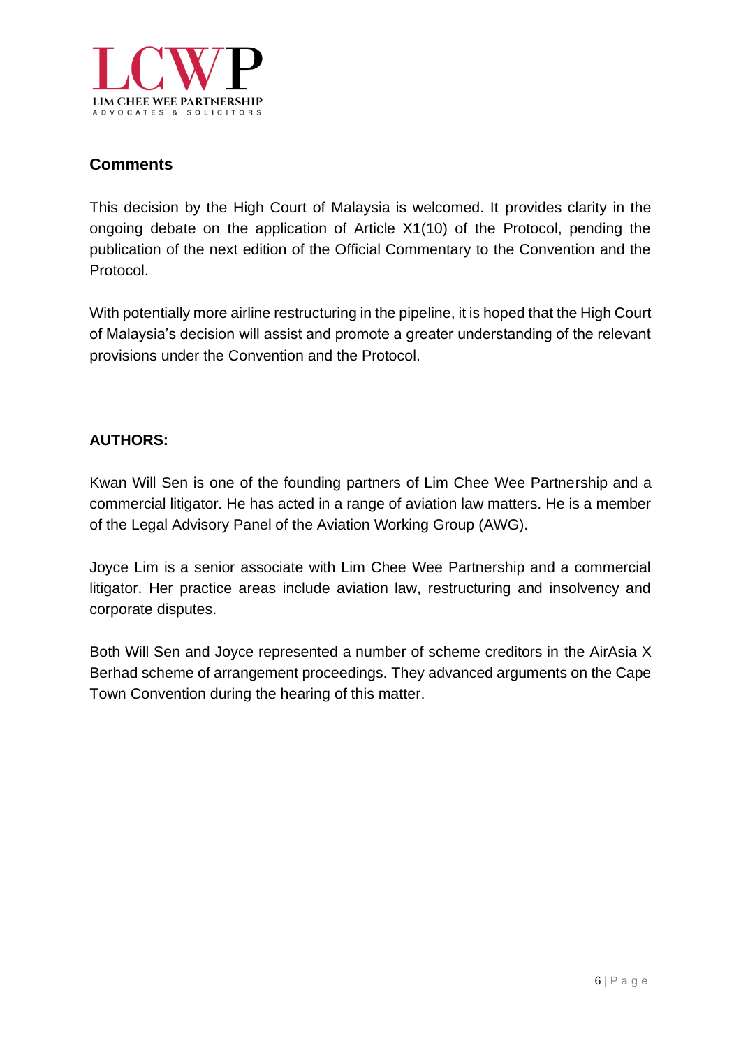## Comments

This decision by the High Court of Malaysia is welcomed. It provides clarity in the ongoing debate on the application of Article X1(10) of the Protocol, pending the publication of the next edition of the Official Commentary to the Convention and the Protocol.

With potentially more airline restructuring in the pipeline, it is hoped that the High Court of Malaysia's decision will assist and promote a greater understanding of the relevant provisions under the Convention and the Protocol.

**AUTHORS:**

Kwan Will Sen is one of the founding partners of Lim Chee Wee Partnership and a commercial litigator. He has acted in a range of aviation law matters. He is a member of the Legal Advisory Panel of the Aviation Working Group (AWG).

Joyce Lim is a senior associate with Lim Chee Wee Partnership and a commercial litigator. Her practice areas include aviation law, restructuring and insolvency and corporate disputes.

Both Will Sen and Joyce represented a number of scheme creditors in the AirAsia X Berhad scheme of arrangement proceedings. They advanced arguments on the Cape Town Convention during the hearing of this matter.